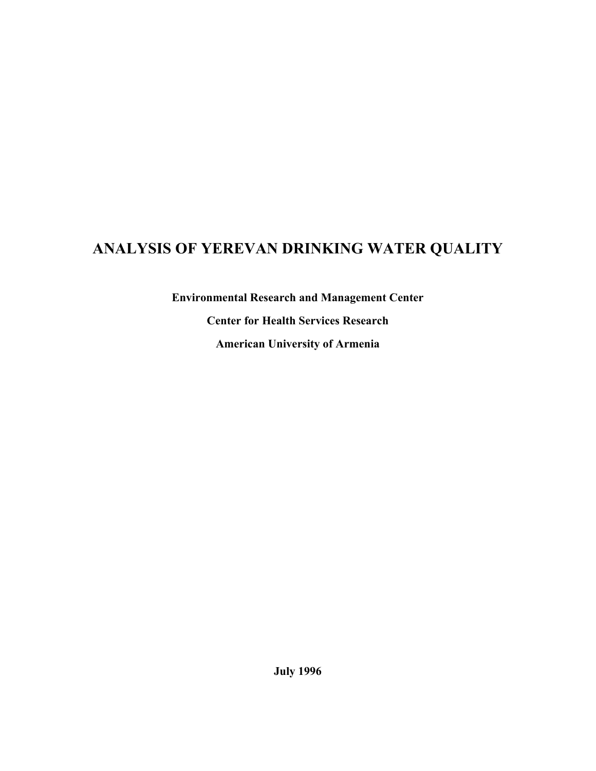# ANALYSIS OF YEREVAN DRINKING WATER QUALITY

**Environmental Research and Management Center**

**Center for Health Services Research**

**American University of Armenia**

**July 1996**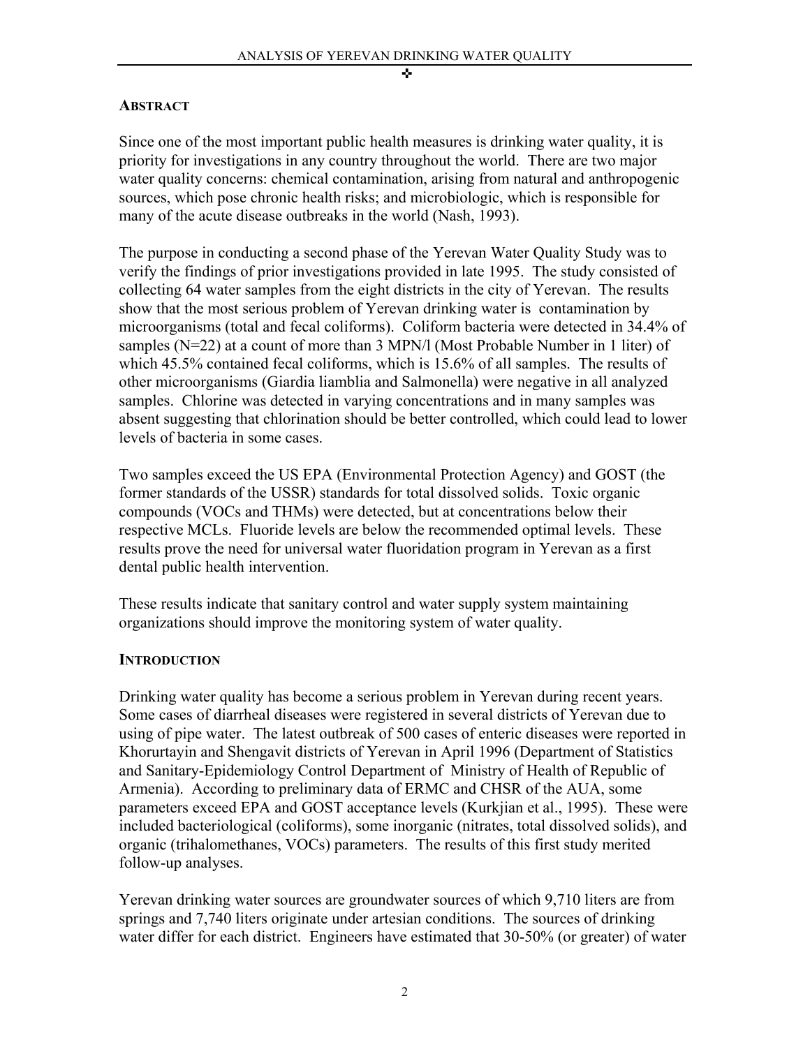## ABSTRACT

Since one of the most important public health measures is drinking water quality, it is priority for investigations in any country throughout the world. There are two major water quality concerns: chemical contamination, arising from natural and anthropogenic sources, which pose chronic health risks; and microbiologic, which is responsible for many of the acute disease outbreaks in the world (Nash, 1993).

The purpose in conducting a second phase of the Yerevan Water Quality Study was to verify the findings of prior investigations provided in late 1995. The study consisted of collecting 64 water samples from the eight districts in the city of Yerevan. The results show that the most serious problem of Yerevan drinking water is contamination by microorganisms (total and fecal coliforms). Coliform bacteria were detected in 34.4% of samples (N=22) at a count of more than 3 MPN/l (Most Probable Number in 1 liter) of which 45.5% contained fecal coliforms, which is 15.6% of all samples. The results of other microorganisms (Giardia liamblia and Salmonella) were negative in all analyzed samples. Chlorine was detected in varying concentrations and in many samples was absent suggesting that chlorination should be better controlled, which could lead to lower levels of bacteria in some cases.

Two samples exceed the US EPA (Environmental Protection Agency) and GOST (the former standards of the USSR) standards for total dissolved solids. Toxic organic compounds (VOCs and THMs) were detected, but at concentrations below their respective MCLs. Fluoride levels are below the recommended optimal levels. These results prove the need for universal water fluoridation program in Yerevan as a first dental public health intervention.

These results indicate that sanitary control and water supply system maintaining organizations should improve the monitoring system of water quality.

## INTRODUCTION

Drinking water quality has become a serious problem in Yerevan during recent years. Some cases of diarrheal diseases were registered in several districts of Yerevan due to using of pipe water. The latest outbreak of 500 cases of enteric diseases were reported in Khorurtayin and Shengavit districts of Yerevan in April 1996 (Department of Statistics and Sanitary-Epidemiology Control Department of Ministry of Health of Republic of Armenia). According to preliminary data of ERMC and CHSR of the AUA, some parameters exceed EPA and GOST acceptance levels (Kurkjian et al., 1995). These were included bacteriological (coliforms), some inorganic (nitrates, total dissolved solids), and organic (trihalomethanes, VOCs) parameters. The results of this first study merited follow-up analyses.

Yerevan drinking water sources are groundwater sources of which 9,710 liters are from springs and 7,740 liters originate under artesian conditions. The sources of drinking water differ for each district. Engineers have estimated that 30-50% (or greater) of water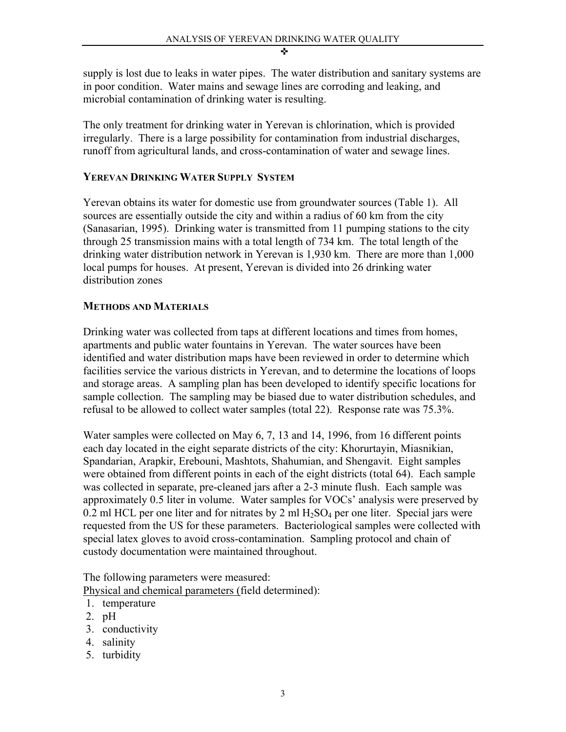supply is lost due to leaks in water pipes. The water distribution and sanitary systems are in poor condition. Water mains and sewage lines are corroding and leaking, and microbial contamination of drinking water is resulting.

The only treatment for drinking water in Yerevan is chlorination, which is provided irregularly. There is a large possibility for contamination from industrial discharges, runoff from agricultural lands, and cross-contamination of water and sewage lines.

## YEREVAN DRINKING WATER SUPPLY SYSTEM

Yerevan obtains its water for domestic use from groundwater sources (Table 1). All sources are essentially outside the city and within a radius of 60 km from the city (Sanasarian, 1995). Drinking water is transmitted from 11 pumping stations to the city through 25 transmission mains with a total length of 734 km. The total length of the drinking water distribution network in Yerevan is 1,930 km. There are more than 1,000 local pumps for houses. At present, Yerevan is divided into 26 drinking water distribution zones

## METHODS AND MATERIALS

Drinking water was collected from taps at different locations and times from homes, apartments and public water fountains in Yerevan. The water sources have been identified and water distribution maps have been reviewed in order to determine which facilities service the various districts in Yerevan, and to determine the locations of loops and storage areas. A sampling plan has been developed to identify specific locations for sample collection. The sampling may be biased due to water distribution schedules, and refusal to be allowed to collect water samples (total 22). Response rate was 75.3%.

Water samples were collected on May 6, 7, 13 and 14, 1996, from 16 different points each day located in the eight separate districts of the city: Khorurtayin, Miasnikian, Spandarian, Arapkir, Erebouni, Mashtots, Shahumian, and Shengavit. Eight samples were obtained from different points in each of the eight districts (total 64). Each sample was collected in separate, pre-cleaned jars after a 2-3 minute flush. Each sample was approximately 0.5 liter in volume. Water samples for VOCs' analysis were preserved by 0.2 ml HCL per one liter and for nitrates by 2 ml $H_2SO_4$ per one liter. Special jars were requested from the US for these parameters. Bacteriological samples were collected with special latex gloves to avoid cross-contamination. Sampling protocol and chain of custody documentation were maintained throughout.

The following parameters were measured:
Physical and chemical parameters (field determined):

1. temperature
2. pH
3. conductivity
4. salinity
5. turbidity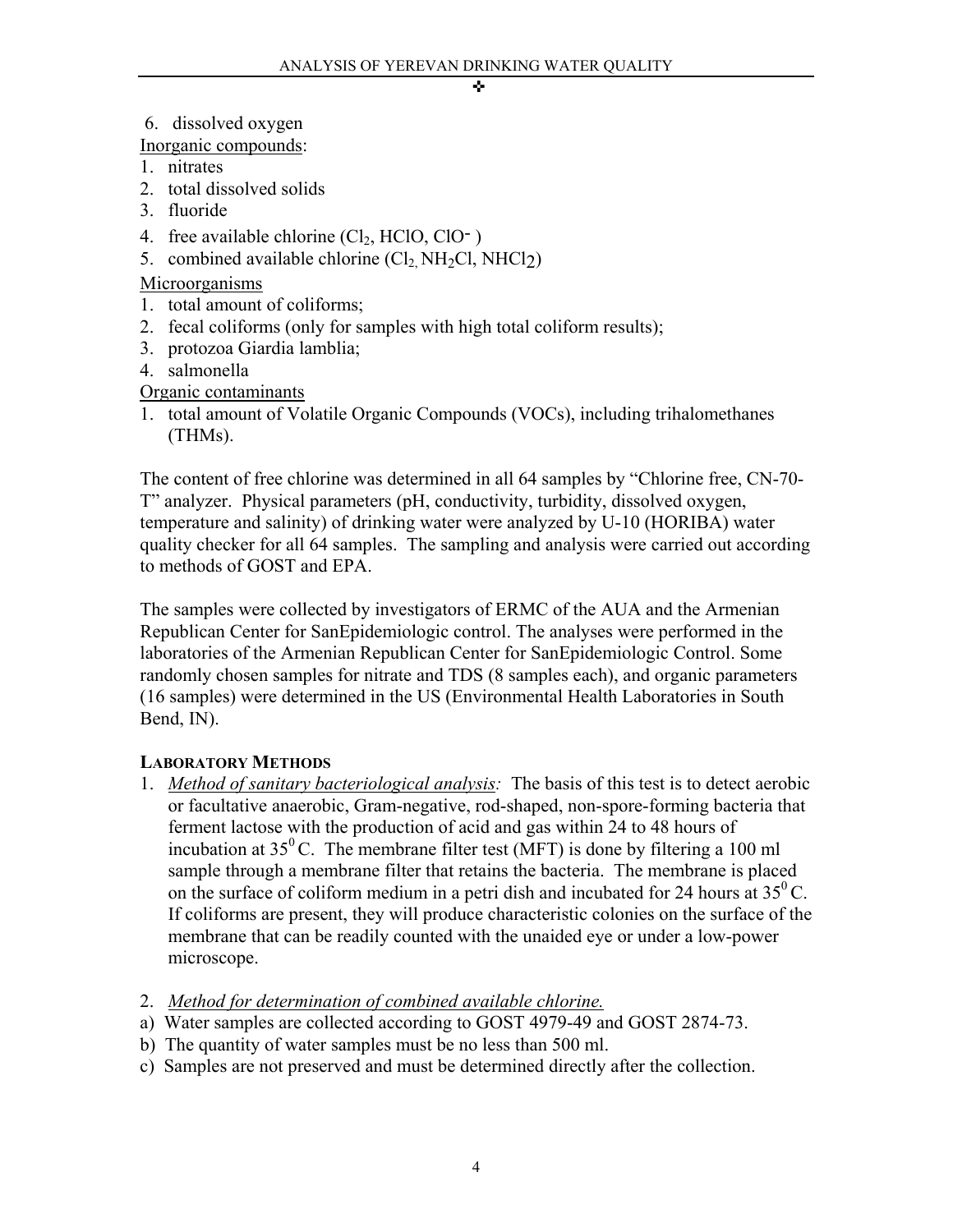6. dissolved oxygen

Inorganic compounds:

1. nitrates
2. total dissolved solids
3. fluoride
4. free available chlorine ($Cl_2$, HClO, $ClO^-$ )
5. combined available chlorine ($Cl_2$, $NH_2Cl$, $NHCl_2$)

Microorganisms

1. total amount of coliforms;
2. fecal coliforms (only for samples with high total coliform results);
3. protozoa Giardia lamblia;
4. salmonella

Organic contaminants

1. total amount of Volatile Organic Compounds (VOCs), including trihalomethanes (THMs).

The content of free chlorine was determined in all 64 samples by "Chlorine free, CN-70-T" analyzer. Physical parameters (pH, conductivity, turbidity, dissolved oxygen, temperature and salinity) of drinking water were analyzed by U-10 (HORIBA) water quality checker for all 64 samples. The sampling and analysis were carried out according to methods of GOST and EPA.

The samples were collected by investigators of ERMC of the AUA and the Armenian Republican Center for SanEpidemiologic control. The analyses were performed in the laboratories of the Armenian Republican Center for SanEpidemiologic Control. Some randomly chosen samples for nitrate and TDS (8 samples each), and organic parameters (16 samples) were determined in the US (Environmental Health Laboratories in South Bend, IN).

### LABORATORY METHODS

1. *Method of sanitary bacteriological analysis:* The basis of this test is to detect aerobic or facultative anaerobic, Gram-negative, rod-shaped, non-spore-forming bacteria that ferment lactose with the production of acid and gas within 24 to 48 hours of incubation at $35^0$ C. The membrane filter test (MFT) is done by filtering a 100 ml sample through a membrane filter that retains the bacteria. The membrane is placed on the surface of coliform medium in a petri dish and incubated for 24 hours at $35^0$ C. If coliforms are present, they will produce characteristic colonies on the surface of the membrane that can be readily counted with the unaided eye or under a low-power microscope.

2. *Method for determination of combined available chlorine.*

a) Water samples are collected according to GOST 4979-49 and GOST 2874-73.
b) The quantity of water samples must be no less than 500 ml.
c) Samples are not preserved and must be determined directly after the collection.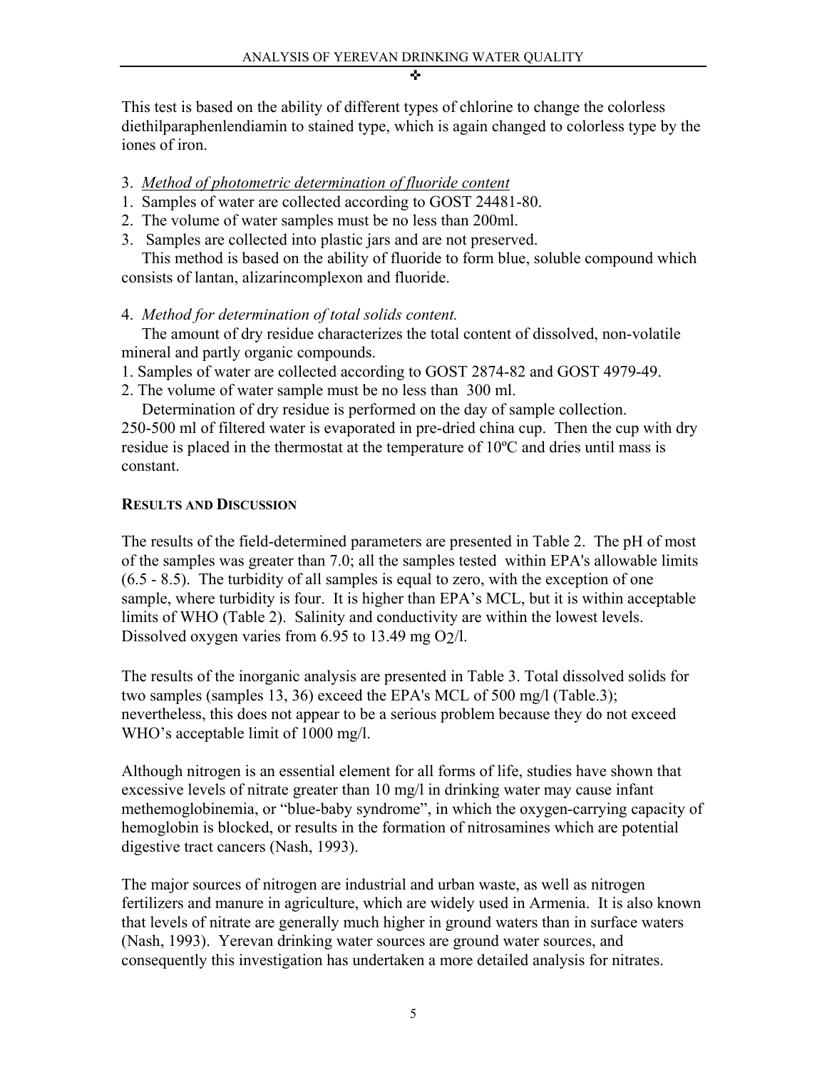This test is based on the ability of different types of chlorine to change the colorless diethilparaphenlendiamin to stained type, which is again changed to colorless type by the iones of iron.

3. *Method of photometric determination of fluoride content*

1. Samples of water are collected according to GOST 24481-80.
2. The volume of water samples must be no less than 200ml.
3. Samples are collected into plastic jars and are not preserved.

This method is based on the ability of fluoride to form blue, soluble compound which consists of lantan, alizarincomplexon and fluoride.

4. *Method for determination of total solids content.*

The amount of dry residue characterizes the total content of dissolved, non-volatile mineral and partly organic compounds.

1. Samples of water are collected according to GOST 2874-82 and GOST 4979-49.
2. The volume of water sample must be no less than 300 ml.

Determination of dry residue is performed on the day of sample collection. 250-500 ml of filtered water is evaporated in pre-dried china cup. Then the cup with dry residue is placed in the thermostat at the temperature of 10ºC and dries until mass is constant.

## RESULTS AND DISCUSSION

The results of the field-determined parameters are presented in Table 2. The pH of most of the samples was greater than 7.0; all the samples tested within EPA's allowable limits (6.5 - 8.5). The turbidity of all samples is equal to zero, with the exception of one sample, where turbidity is four. It is higher than EPA's MCL, but it is within acceptable limits of WHO (Table 2). Salinity and conductivity are within the lowest levels. Dissolved oxygen varies from 6.95 to 13.49 mg $O_2$/l.

The results of the inorganic analysis are presented in Table 3. Total dissolved solids for two samples (samples 13, 36) exceed the EPA's MCL of 500 mg/l (Table.3); nevertheless, this does not appear to be a serious problem because they do not exceed WHO's acceptable limit of 1000 mg/l.

Although nitrogen is an essential element for all forms of life, studies have shown that excessive levels of nitrate greater than 10 mg/l in drinking water may cause infant methemoglobinemia, or "blue-baby syndrome", in which the oxygen-carrying capacity of hemoglobin is blocked, or results in the formation of nitrosamines which are potential digestive tract cancers (Nash, 1993).

The major sources of nitrogen are industrial and urban waste, as well as nitrogen fertilizers and manure in agriculture, which are widely used in Armenia. It is also known that levels of nitrate are generally much higher in ground waters than in surface waters (Nash, 1993). Yerevan drinking water sources are ground water sources, and consequently this investigation has undertaken a more detailed analysis for nitrates.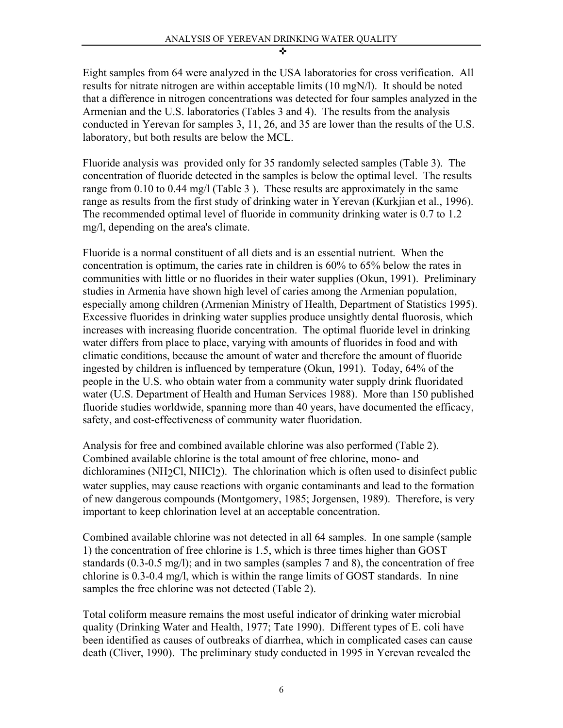Eight samples from 64 were analyzed in the USA laboratories for cross verification. All results for nitrate nitrogen are within acceptable limits (10 mgN/l). It should be noted that a difference in nitrogen concentrations was detected for four samples analyzed in the Armenian and the U.S. laboratories (Tables 3 and 4). The results from the analysis conducted in Yerevan for samples 3, 11, 26, and 35 are lower than the results of the U.S. laboratory, but both results are below the MCL.

Fluoride analysis was provided only for 35 randomly selected samples (Table 3). The concentration of fluoride detected in the samples is below the optimal level. The results range from 0.10 to 0.44 mg/l (Table 3 ). These results are approximately in the same range as results from the first study of drinking water in Yerevan (Kurkjian et al., 1996). The recommended optimal level of fluoride in community drinking water is 0.7 to 1.2 mg/l, depending on the area's climate.

Fluoride is a normal constituent of all diets and is an essential nutrient. When the concentration is optimum, the caries rate in children is 60% to 65% below the rates in communities with little or no fluorides in their water supplies (Okun, 1991). Preliminary studies in Armenia have shown high level of caries among the Armenian population, especially among children (Armenian Ministry of Health, Department of Statistics 1995). Excessive fluorides in drinking water supplies produce unsightly dental fluorosis, which increases with increasing fluoride concentration. The optimal fluoride level in drinking water differs from place to place, varying with amounts of fluorides in food and with climatic conditions, because the amount of water and therefore the amount of fluoride ingested by children is influenced by temperature (Okun, 1991). Today, 64% of the people in the U.S. who obtain water from a community water supply drink fluoridated water (U.S. Department of Health and Human Services 1988). More than 150 published fluoride studies worldwide, spanning more than 40 years, have documented the efficacy, safety, and cost-effectiveness of community water fluoridation.

Analysis for free and combined available chlorine was also performed (Table 2). Combined available chlorine is the total amount of free chlorine, mono- and dichloramines ($NH_2Cl$, $NHCl_2$). The chlorination which is often used to disinfect public water supplies, may cause reactions with organic contaminants and lead to the formation of new dangerous compounds (Montgomery, 1985; Jorgensen, 1989). Therefore, is very important to keep chlorination level at an acceptable concentration.

Combined available chlorine was not detected in all 64 samples. In one sample (sample 1) the concentration of free chlorine is 1.5, which is three times higher than GOST standards (0.3-0.5 mg/l); and in two samples (samples 7 and 8), the concentration of free chlorine is 0.3-0.4 mg/l, which is within the range limits of GOST standards. In nine samples the free chlorine was not detected (Table 2).

Total coliform measure remains the most useful indicator of drinking water microbial quality (Drinking Water and Health, 1977; Tate 1990). Different types of E. coli have been identified as causes of outbreaks of diarrhea, which in complicated cases can cause death (Cliver, 1990). The preliminary study conducted in 1995 in Yerevan revealed the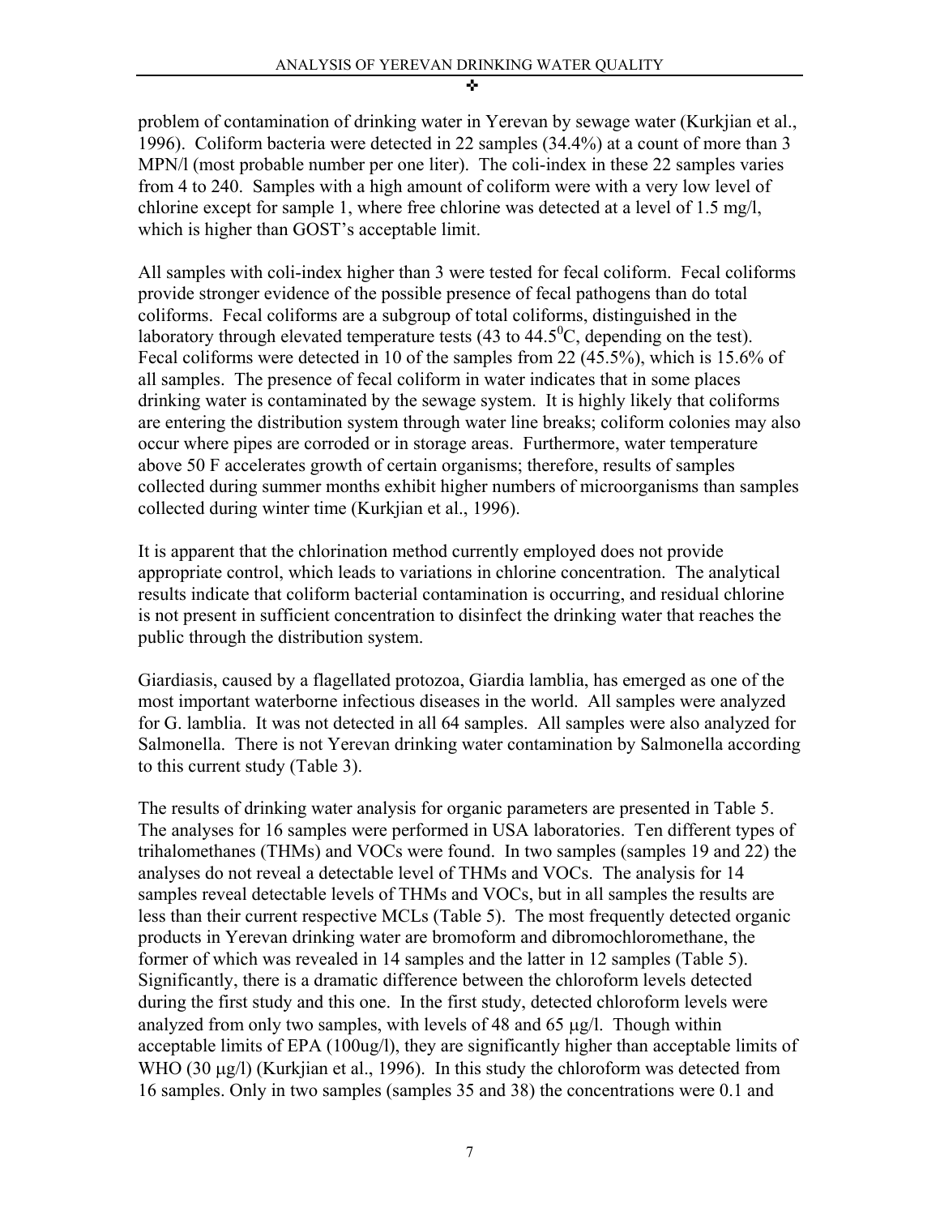problem of contamination of drinking water in Yerevan by sewage water (Kurkjian et al., 1996). Coliform bacteria were detected in 22 samples (34.4%) at a count of more than 3 MPN/l (most probable number per one liter). The coli-index in these 22 samples varies from 4 to 240. Samples with a high amount of coliform were with a very low level of chlorine except for sample 1, where free chlorine was detected at a level of 1.5 mg/l, which is higher than GOST's acceptable limit.

All samples with coli-index higher than 3 were tested for fecal coliform. Fecal coliforms provide stronger evidence of the possible presence of fecal pathogens than do total coliforms. Fecal coliforms are a subgroup of total coliforms, distinguished in the laboratory through elevated temperature tests (43 to 44.5$^0$C, depending on the test). Fecal coliforms were detected in 10 of the samples from 22 (45.5%), which is 15.6% of all samples. The presence of fecal coliform in water indicates that in some places drinking water is contaminated by the sewage system. It is highly likely that coliforms are entering the distribution system through water line breaks; coliform colonies may also occur where pipes are corroded or in storage areas. Furthermore, water temperature above 50 F accelerates growth of certain organisms; therefore, results of samples collected during summer months exhibit higher numbers of microorganisms than samples collected during winter time (Kurkjian et al., 1996).

It is apparent that the chlorination method currently employed does not provide appropriate control, which leads to variations in chlorine concentration. The analytical results indicate that coliform bacterial contamination is occurring, and residual chlorine is not present in sufficient concentration to disinfect the drinking water that reaches the public through the distribution system.

Giardiasis, caused by a flagellated protozoa, Giardia lamblia, has emerged as one of the most important waterborne infectious diseases in the world. All samples were analyzed for G. lamblia. It was not detected in all 64 samples. All samples were also analyzed for Salmonella. There is not Yerevan drinking water contamination by Salmonella according to this current study (Table 3).

The results of drinking water analysis for organic parameters are presented in Table 5. The analyses for 16 samples were performed in USA laboratories. Ten different types of trihalomethanes (THMs) and VOCs were found. In two samples (samples 19 and 22) the analyses do not reveal a detectable level of THMs and VOCs. The analysis for 14 samples reveal detectable levels of THMs and VOCs, but in all samples the results are less than their current respective MCLs (Table 5). The most frequently detected organic products in Yerevan drinking water are bromoform and dibromochloromethane, the former of which was revealed in 14 samples and the latter in 12 samples (Table 5). Significantly, there is a dramatic difference between the chloroform levels detected during the first study and this one. In the first study, detected chloroform levels were analyzed from only two samples, with levels of 48 and 65 μg/l. Though within acceptable limits of EPA (100ug/l), they are significantly higher than acceptable limits of WHO (30 μg/l) (Kurkjian et al., 1996). In this study the chloroform was detected from 16 samples. Only in two samples (samples 35 and 38) the concentrations were 0.1 and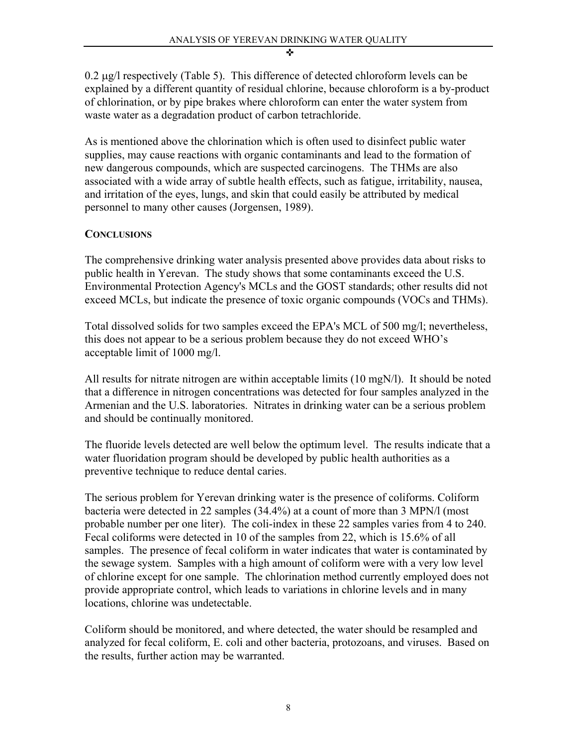0.2 μg/l respectively (Table 5). This difference of detected chloroform levels can be explained by a different quantity of residual chlorine, because chloroform is a by-product of chlorination, or by pipe brakes where chloroform can enter the water system from waste water as a degradation product of carbon tetrachloride.

As is mentioned above the chlorination which is often used to disinfect public water supplies, may cause reactions with organic contaminants and lead to the formation of new dangerous compounds, which are suspected carcinogens. The THMs are also associated with a wide array of subtle health effects, such as fatigue, irritability, nausea, and irritation of the eyes, lungs, and skin that could easily be attributed by medical personnel to many other causes (Jorgensen, 1989).

## CONCLUSIONS

The comprehensive drinking water analysis presented above provides data about risks to public health in Yerevan. The study shows that some contaminants exceed the U.S. Environmental Protection Agency's MCLs and the GOST standards; other results did not exceed MCLs, but indicate the presence of toxic organic compounds (VOCs and THMs).

Total dissolved solids for two samples exceed the EPA's MCL of 500 mg/l; nevertheless, this does not appear to be a serious problem because they do not exceed WHO's acceptable limit of 1000 mg/l.

All results for nitrate nitrogen are within acceptable limits (10 mgN/l). It should be noted that a difference in nitrogen concentrations was detected for four samples analyzed in the Armenian and the U.S. laboratories. Nitrates in drinking water can be a serious problem and should be continually monitored.

The fluoride levels detected are well below the optimum level. The results indicate that a water fluoridation program should be developed by public health authorities as a preventive technique to reduce dental caries.

The serious problem for Yerevan drinking water is the presence of coliforms. Coliform bacteria were detected in 22 samples (34.4%) at a count of more than 3 MPN/l (most probable number per one liter). The coli-index in these 22 samples varies from 4 to 240. Fecal coliforms were detected in 10 of the samples from 22, which is 15.6% of all samples. The presence of fecal coliform in water indicates that water is contaminated by the sewage system. Samples with a high amount of coliform were with a very low level of chlorine except for one sample. The chlorination method currently employed does not provide appropriate control, which leads to variations in chlorine levels and in many locations, chlorine was undetectable.

Coliform should be monitored, and where detected, the water should be resampled and analyzed for fecal coliform, E. coli and other bacteria, protozoans, and viruses. Based on the results, further action may be warranted.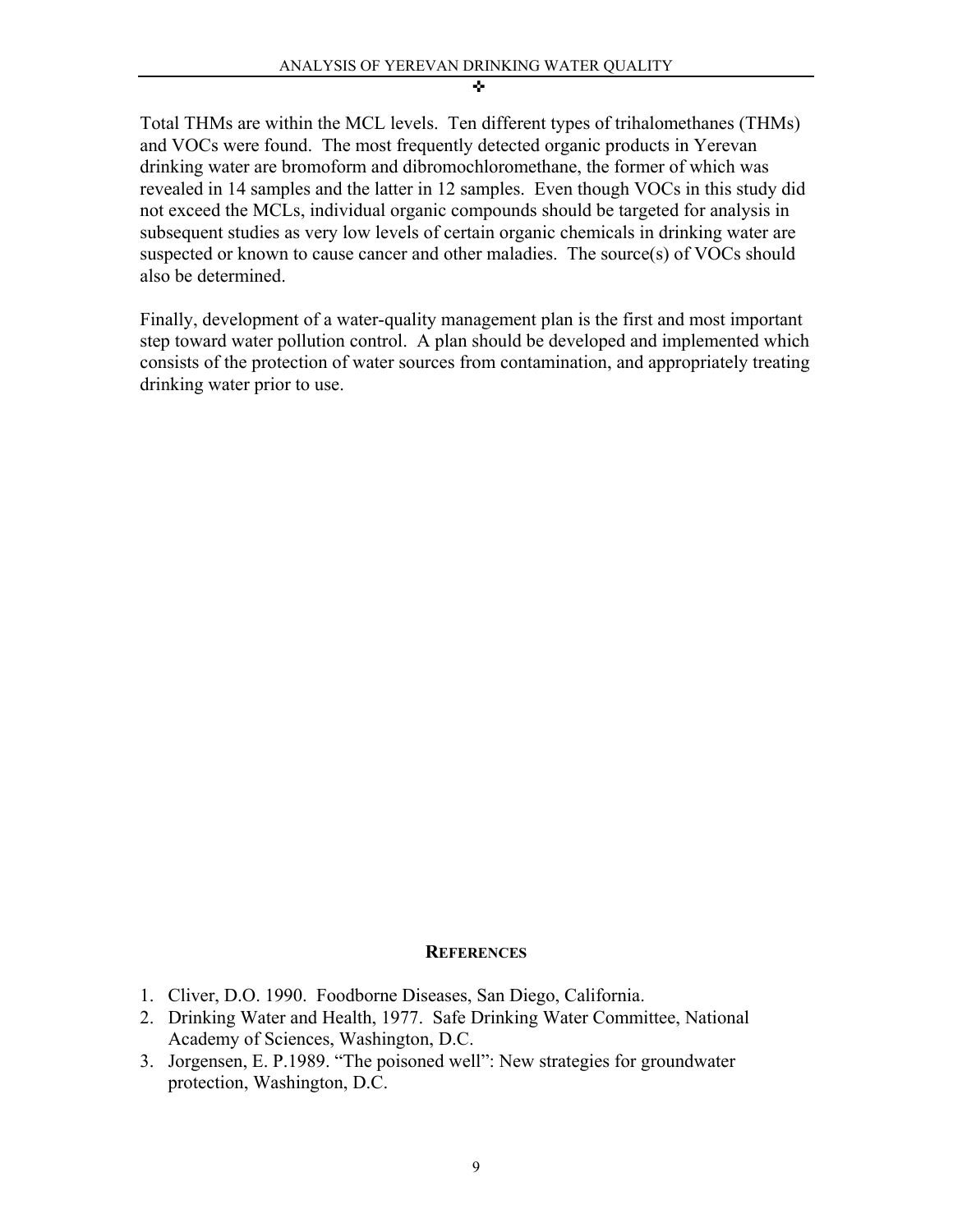Total THMs are within the MCL levels. Ten different types of trihalomethanes (THMs) and VOCs were found. The most frequently detected organic products in Yerevan drinking water are bromoform and dibromochloromethane, the former of which was revealed in 14 samples and the latter in 12 samples. Even though VOCs in this study did not exceed the MCLs, individual organic compounds should be targeted for analysis in subsequent studies as very low levels of certain organic chemicals in drinking water are suspected or known to cause cancer and other maladies. The source(s) of VOCs should also be determined.

Finally, development of a water-quality management plan is the first and most important step toward water pollution control. A plan should be developed and implemented which consists of the protection of water sources from contamination, and appropriately treating drinking water prior to use.

## REFERENCES

1. Cliver, D.O. 1990. Foodborne Diseases, San Diego, California.
2. Drinking Water and Health, 1977. Safe Drinking Water Committee, National Academy of Sciences, Washington, D.C.
3. Jorgensen, E. P.1989. "The poisoned well": New strategies for groundwater protection, Washington, D.C.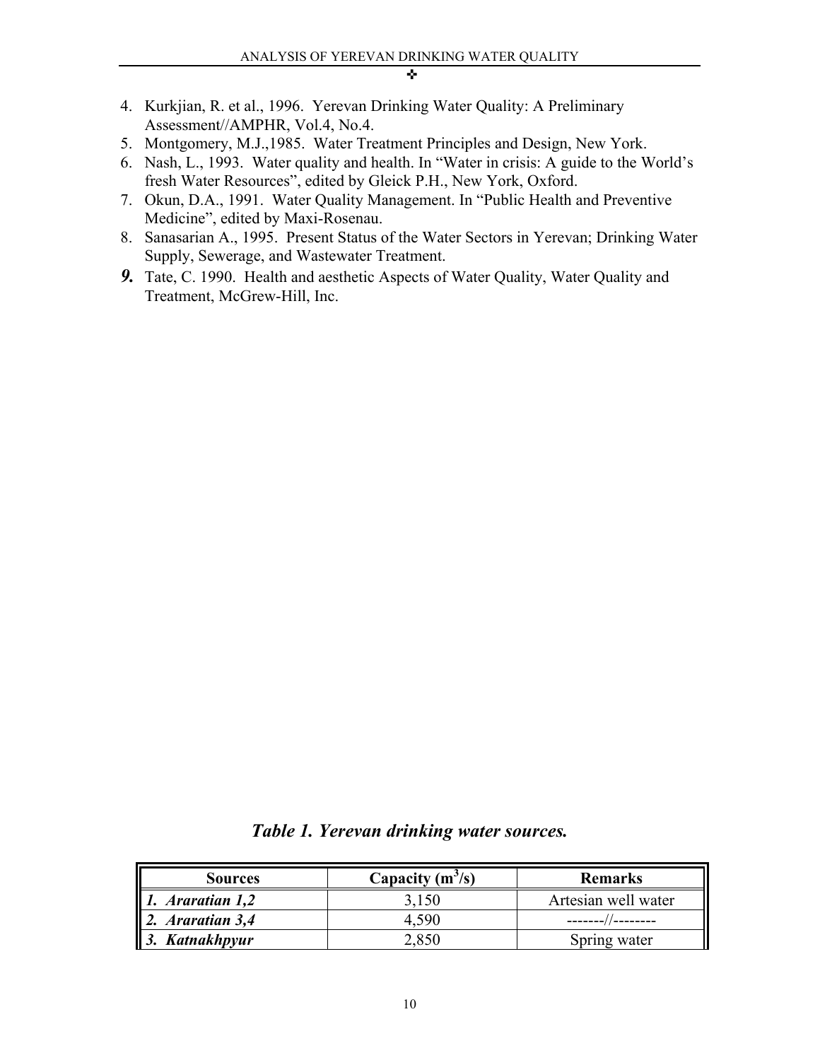4. Kurkjian, R. et al., 1996. Yerevan Drinking Water Quality: A Preliminary Assessment//AMPHR, Vol.4, No.4.
5. Montgomery, M.J.,1985. Water Treatment Principles and Design, New York.
6. Nash, L., 1993. Water quality and health. In "Water in crisis: A guide to the World's fresh Water Resources", edited by Gleick P.H., New York, Oxford.
7. Okun, D.A., 1991. Water Quality Management. In "Public Health and Preventive Medicine", edited by Maxi-Rosenau.
8. Sanasarian A., 1995. Present Status of the Water Sectors in Yerevan; Drinking Water Supply, Sewerage, and Wastewater Treatment.
9. Tate, C. 1990. Health and aesthetic Aspects of Water Quality, Water Quality and Treatment, McGrew-Hill, Inc.

***Table 1. Yerevan drinking water sources.***

| Sources | Capacity ($m^3/s$) | Remarks |
|---|---|---|
| ***1. Araratian 1,2*** | 3,150 | Artesian well water |
| ***2. Araratian 3,4*** | 4,590 | -------//-------- |
| ***3. Katnakhpyur*** | 2,850 | Spring water |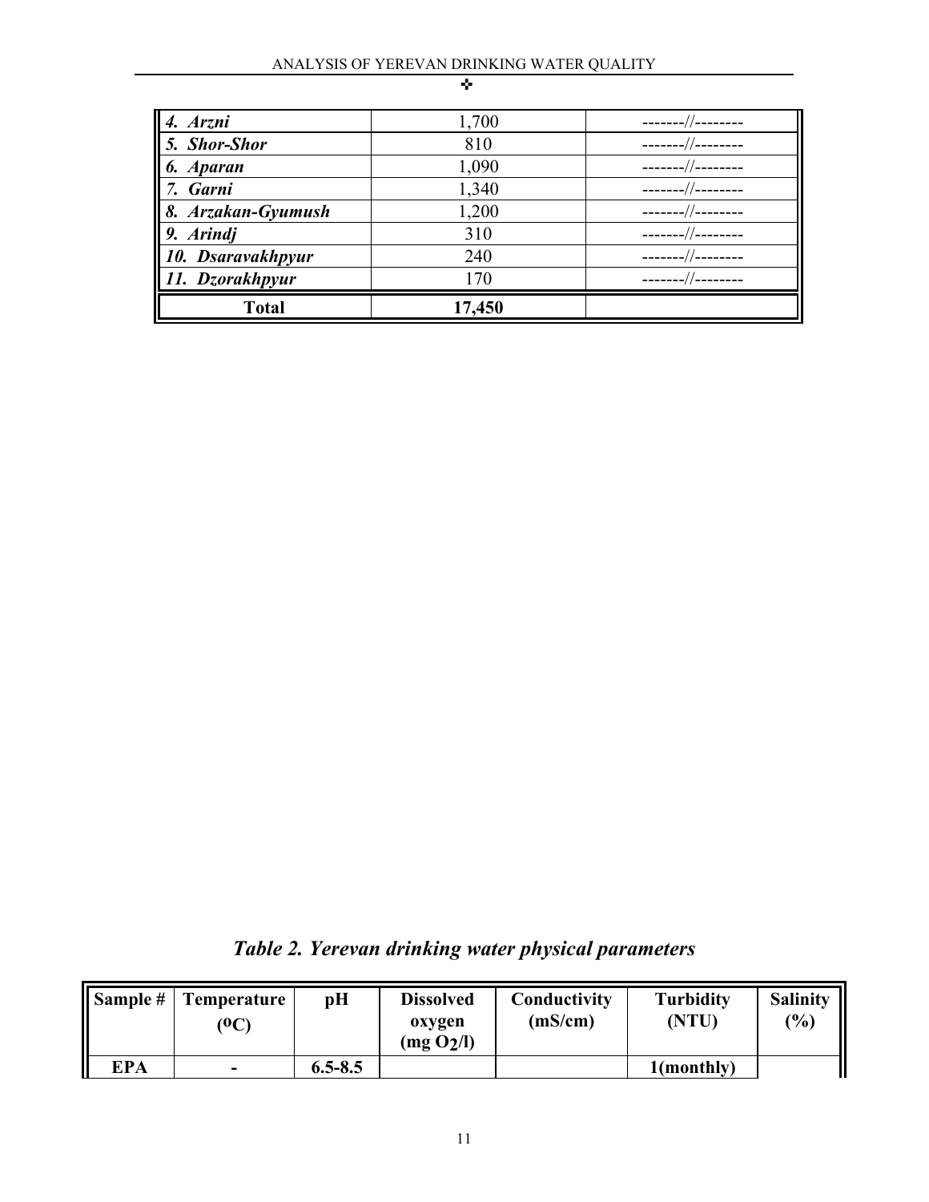| | | |
|---|---|---|
| ***4. Arzni*** | 1,700 | -------//-------- |
| ***5. Shor-Shor*** | 810 | -------//-------- |
| ***6. Aparan*** | 1,090 | -------//-------- |
| ***7. Garni*** | 1,340 | -------//-------- |
| ***8. Arzakan-Gyumush*** | 1,200 | -------//-------- |
| ***9. Arindj*** | 310 | -------//-------- |
| ***10. Dsaravakhpyur*** | 240 | -------//-------- |
| ***11. Dzorakhpyur*** | 170 | -------//-------- |
| **Total** | **17,450** | |

***Table 2. Yerevan drinking water physical parameters***

| Sample # | Temperature ($^0C$) | pH | Dissolved oxygen (mg $O_2$/l) | Conductivity (mS/cm) | Turbidity (NTU) | Salinity (%) |
|---|---|---|---|---|---|---|
| **EPA** | **-** | **6.5-8.5** | | | **1(monthly)** | |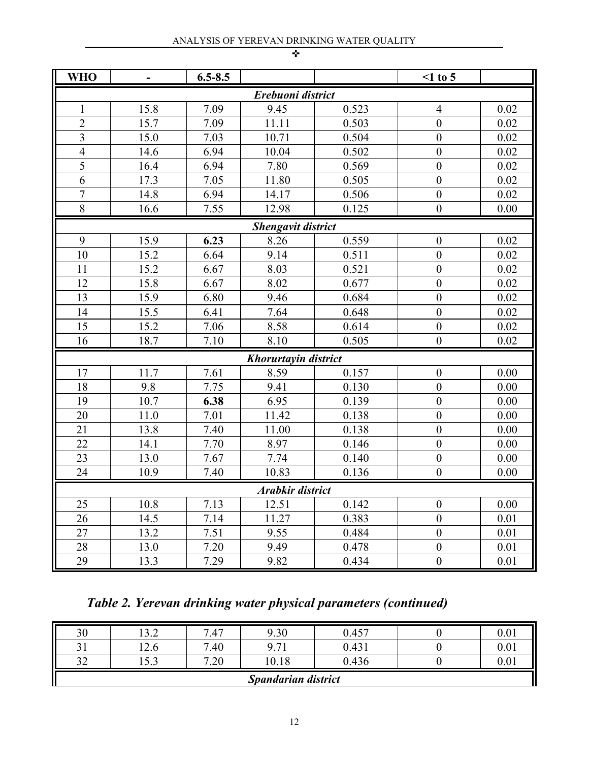| WHO | - | 6.5-8.5 | | | <1 to 5 | |
|---|---|---|---|---|---|---|
| ***Erebuoni district*** | | | | | | |
| 1 | 15.8 | 7.09 | 9.45 | 0.523 | 4 | 0.02 |
| 2 | 15.7 | 7.09 | 11.11 | 0.503 | 0 | 0.02 |
| 3 | 15.0 | 7.03 | 10.71 | 0.504 | 0 | 0.02 |
| 4 | 14.6 | 6.94 | 10.04 | 0.502 | 0 | 0.02 |
| 5 | 16.4 | 6.94 | 7.80 | 0.569 | 0 | 0.02 |
| 6 | 17.3 | 7.05 | 11.80 | 0.505 | 0 | 0.02 |
| 7 | 14.8 | 6.94 | 14.17 | 0.506 | 0 | 0.02 |
| 8 | 16.6 | 7.55 | 12.98 | 0.125 | 0 | 0.00 |
| ***Shengavit district*** | | | | | | |
| 9 | 15.9 | **6.23** | 8.26 | 0.559 | 0 | 0.02 |
| 10 | 15.2 | 6.64 | 9.14 | 0.511 | 0 | 0.02 |
| 11 | 15.2 | 6.67 | 8.03 | 0.521 | 0 | 0.02 |
| 12 | 15.8 | 6.67 | 8.02 | 0.677 | 0 | 0.02 |
| 13 | 15.9 | 6.80 | 9.46 | 0.684 | 0 | 0.02 |
| 14 | 15.5 | 6.41 | 7.64 | 0.648 | 0 | 0.02 |
| 15 | 15.2 | 7.06 | 8.58 | 0.614 | 0 | 0.02 |
| 16 | 18.7 | 7.10 | 8.10 | 0.505 | 0 | 0.02 |
| ***Khorurtayin district*** | | | | | | |
| 17 | 11.7 | 7.61 | 8.59 | 0.157 | 0 | 0.00 |
| 18 | 9.8 | 7.75 | 9.41 | 0.130 | 0 | 0.00 |
| 19 | 10.7 | **6.38** | 6.95 | 0.139 | 0 | 0.00 |
| 20 | 11.0 | 7.01 | 11.42 | 0.138 | 0 | 0.00 |
| 21 | 13.8 | 7.40 | 11.00 | 0.138 | 0 | 0.00 |
| 22 | 14.1 | 7.70 | 8.97 | 0.146 | 0 | 0.00 |
| 23 | 13.0 | 7.67 | 7.74 | 0.140 | 0 | 0.00 |
| 24 | 10.9 | 7.40 | 10.83 | 0.136 | 0 | 0.00 |
| ***Arabkir district*** | | | | | | |
| 25 | 10.8 | 7.13 | 12.51 | 0.142 | 0 | 0.00 |
| 26 | 14.5 | 7.14 | 11.27 | 0.383 | 0 | 0.01 |
| 27 | 13.2 | 7.51 | 9.55 | 0.484 | 0 | 0.01 |
| 28 | 13.0 | 7.20 | 9.49 | 0.478 | 0 | 0.01 |
| 29 | 13.3 | 7.29 | 9.82 | 0.434 | 0 | 0.01 |

***Table 2. Yerevan drinking water physical parameters (continued)***

| | | | | | | |
|---|---|---|---|---|---|---|
| 30 | 13.2 | 7.47 | 9.30 | 0.457 | 0 | 0.01 |
| 31 | 12.6 | 7.40 | 9.71 | 0.431 | 0 | 0.01 |
| 32 | 15.3 | 7.20 | 10.18 | 0.436 | 0 | 0.01 |
| ***Spandarian district*** | | | | | | |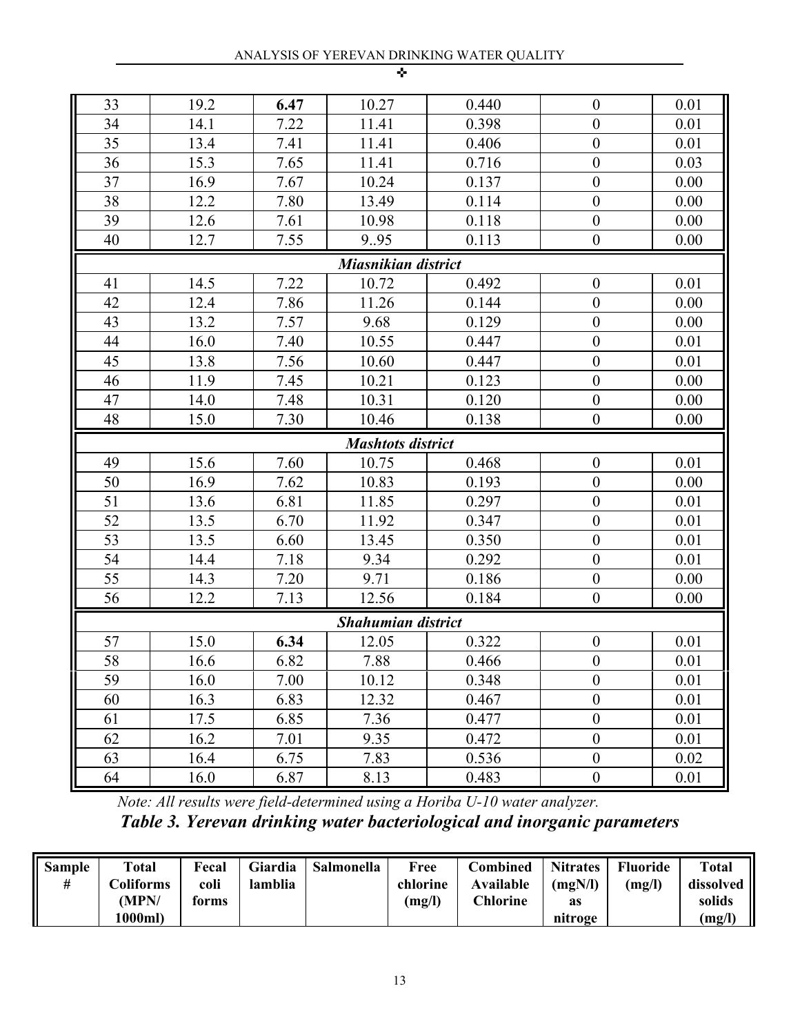| | | | | | | |
|---|---|---|---|---|---|---|
| 33 | 19.2 | **6.47** | 10.27 | 0.440 | 0 | 0.01 |
| 34 | 14.1 | 7.22 | 11.41 | 0.398 | 0 | 0.01 |
| 35 | 13.4 | 7.41 | 11.41 | 0.406 | 0 | 0.01 |
| 36 | 15.3 | 7.65 | 11.41 | 0.716 | 0 | 0.03 |
| 37 | 16.9 | 7.67 | 10.24 | 0.137 | 0 | 0.00 |
| 38 | 12.2 | 7.80 | 13.49 | 0.114 | 0 | 0.00 |
| 39 | 12.6 | 7.61 | 10.98 | 0.118 | 0 | 0.00 |
| 40 | 12.7 | 7.55 | 9..95 | 0.113 | 0 | 0.00 |
| ***Miasnikian district*** | | | | | | |
| 41 | 14.5 | 7.22 | 10.72 | 0.492 | 0 | 0.01 |
| 42 | 12.4 | 7.86 | 11.26 | 0.144 | 0 | 0.00 |
| 43 | 13.2 | 7.57 | 9.68 | 0.129 | 0 | 0.00 |
| 44 | 16.0 | 7.40 | 10.55 | 0.447 | 0 | 0.01 |
| 45 | 13.8 | 7.56 | 10.60 | 0.447 | 0 | 0.01 |
| 46 | 11.9 | 7.45 | 10.21 | 0.123 | 0 | 0.00 |
| 47 | 14.0 | 7.48 | 10.31 | 0.120 | 0 | 0.00 |
| 48 | 15.0 | 7.30 | 10.46 | 0.138 | 0 | 0.00 |
| ***Mashtots district*** | | | | | | |
| 49 | 15.6 | 7.60 | 10.75 | 0.468 | 0 | 0.01 |
| 50 | 16.9 | 7.62 | 10.83 | 0.193 | 0 | 0.00 |
| 51 | 13.6 | 6.81 | 11.85 | 0.297 | 0 | 0.01 |
| 52 | 13.5 | 6.70 | 11.92 | 0.347 | 0 | 0.01 |
| 53 | 13.5 | 6.60 | 13.45 | 0.350 | 0 | 0.01 |
| 54 | 14.4 | 7.18 | 9.34 | 0.292 | 0 | 0.01 |
| 55 | 14.3 | 7.20 | 9.71 | 0.186 | 0 | 0.00 |
| 56 | 12.2 | 7.13 | 12.56 | 0.184 | 0 | 0.00 |
| ***Shahumian district*** | | | | | | |
| 57 | 15.0 | **6.34** | 12.05 | 0.322 | 0 | 0.01 |
| 58 | 16.6 | 6.82 | 7.88 | 0.466 | 0 | 0.01 |
| 59 | 16.0 | 7.00 | 10.12 | 0.348 | 0 | 0.01 |
| 60 | 16.3 | 6.83 | 12.32 | 0.467 | 0 | 0.01 |
| 61 | 17.5 | 6.85 | 7.36 | 0.477 | 0 | 0.01 |
| 62 | 16.2 | 7.01 | 9.35 | 0.472 | 0 | 0.01 |
| 63 | 16.4 | 6.75 | 7.83 | 0.536 | 0 | 0.02 |
| 64 | 16.0 | 6.87 | 8.13 | 0.483 | 0 | 0.01 |

*Note: All results were field-determined using a Horiba U-10 water analyzer.*

***Table 3. Yerevan drinking water bacteriological and inorganic parameters***

| Sample # | Total Coliforms (MPN/ 1000ml) | Fecal coli forms | Giardia lamblia | Salmonella | Free chlorine (mg/l) | Combined Available Chlorine | Nitrates (mgN/l) as nitroge | Fluoride (mg/l) | Total dissolved solids (mg/l) |
|---|---|---|---|---|---|---|---|---|---|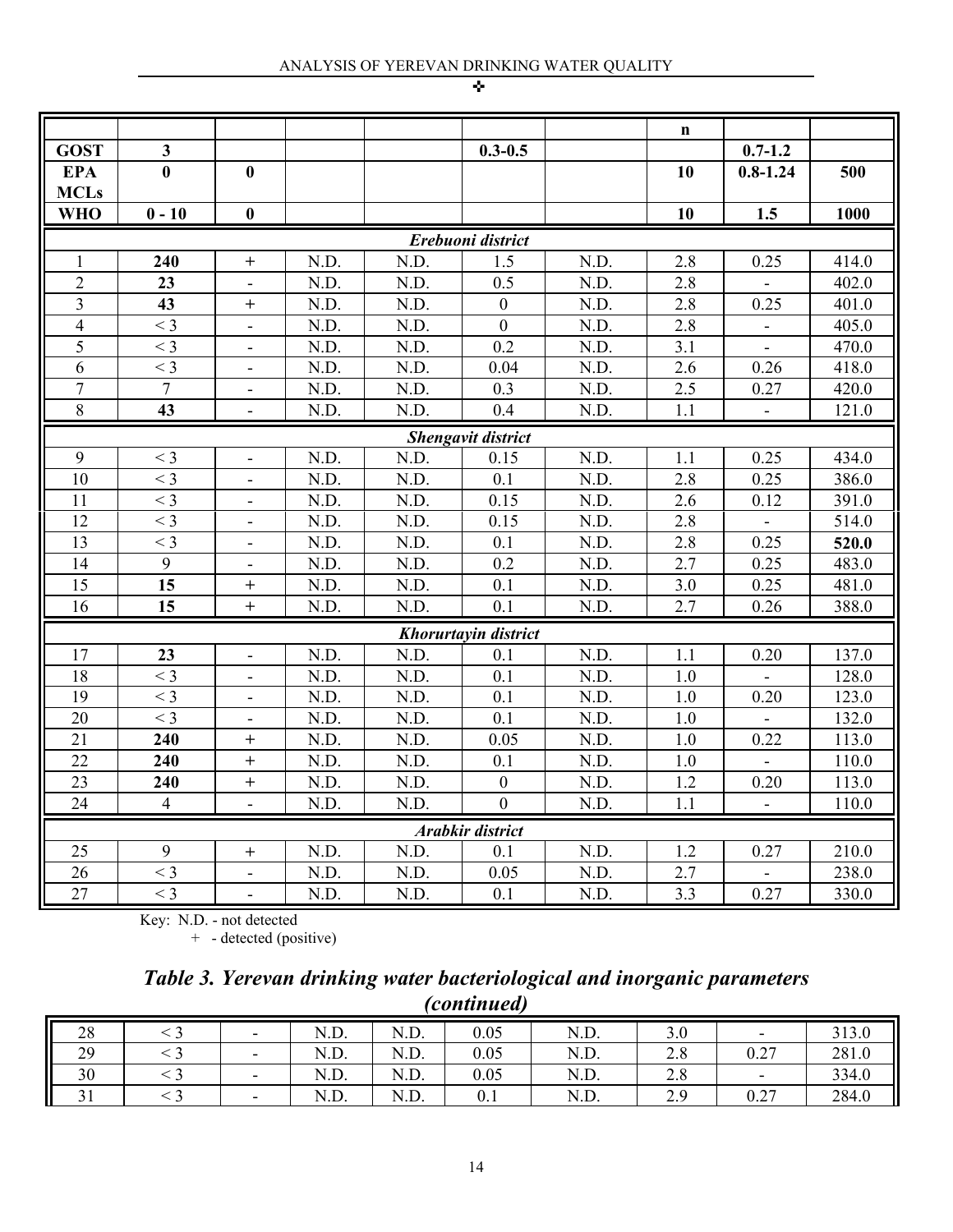| | | | | | | | n | | |
|---|---|---|---|---|---|---|---|---|---|
| **GOST** | **3** | | | | **0.3-0.5** | | | **0.7-1.2** | |
| **EPA MCLs** | **0** | **0** | | | | | **10** | **0.8-1.24** | **500** |
| **WHO** | **0 - 10** | **0** | | | | | **10** | **1.5** | **1000** |
| ***Erebuoni district*** | | | | | | | | | |
| 1 | **240** | + | N.D. | N.D. | 1.5 | N.D. | 2.8 | 0.25 | 414.0 |
| 2 | **23** | - | N.D. | N.D. | 0.5 | N.D. | 2.8 | - | 402.0 |
| 3 | **43** | + | N.D. | N.D. | 0 | N.D. | 2.8 | 0.25 | 401.0 |
| 4 | < 3 | - | N.D. | N.D. | 0 | N.D. | 2.8 | - | 405.0 |
| 5 | < 3 | - | N.D. | N.D. | 0.2 | N.D. | 3.1 | - | 470.0 |
| 6 | < 3 | - | N.D. | N.D. | 0.04 | N.D. | 2.6 | 0.26 | 418.0 |
| 7 | 7 | - | N.D. | N.D. | 0.3 | N.D. | 2.5 | 0.27 | 420.0 |
| 8 | **43** | - | N.D. | N.D. | 0.4 | N.D. | 1.1 | - | 121.0 |
| ***Shengavit district*** | | | | | | | | | |
| 9 | < 3 | - | N.D. | N.D. | 0.15 | N.D. | 1.1 | 0.25 | 434.0 |
| 10 | < 3 | - | N.D. | N.D. | 0.1 | N.D. | 2.8 | 0.25 | 386.0 |
| 11 | < 3 | - | N.D. | N.D. | 0.15 | N.D. | 2.6 | 0.12 | 391.0 |
| 12 | < 3 | - | N.D. | N.D. | 0.15 | N.D. | 2.8 | - | 514.0 |
| 13 | < 3 | - | N.D. | N.D. | 0.1 | N.D. | 2.8 | 0.25 | **520.0** |
| 14 | 9 | - | N.D. | N.D. | 0.2 | N.D. | 2.7 | 0.25 | 483.0 |
| 15 | **15** | + | N.D. | N.D. | 0.1 | N.D. | 3.0 | 0.25 | 481.0 |
| 16 | **15** | + | N.D. | N.D. | 0.1 | N.D. | 2.7 | 0.26 | 388.0 |
| ***Khorurtayin district*** | | | | | | | | | |
| 17 | **23** | - | N.D. | N.D. | 0.1 | N.D. | 1.1 | 0.20 | 137.0 |
| 18 | < 3 | - | N.D. | N.D. | 0.1 | N.D. | 1.0 | - | 128.0 |
| 19 | < 3 | - | N.D. | N.D. | 0.1 | N.D. | 1.0 | 0.20 | 123.0 |
| 20 | < 3 | - | N.D. | N.D. | 0.1 | N.D. | 1.0 | - | 132.0 |
| 21 | **240** | + | N.D. | N.D. | 0.05 | N.D. | 1.0 | 0.22 | 113.0 |
| 22 | **240** | + | N.D. | N.D. | 0.1 | N.D. | 1.0 | - | 110.0 |
| 23 | **240** | + | N.D. | N.D. | 0 | N.D. | 1.2 | 0.20 | 113.0 |
| 24 | 4 | - | N.D. | N.D. | 0 | N.D. | 1.1 | - | 110.0 |
| ***Arabkir district*** | | | | | | | | | |
| 25 | 9 | + | N.D. | N.D. | 0.1 | N.D. | 1.2 | 0.27 | 210.0 |
| 26 | < 3 | - | N.D. | N.D. | 0.05 | N.D. | 2.7 | - | 238.0 |
| 27 | < 3 | - | N.D. | N.D. | 0.1 | N.D. | 3.3 | 0.27 | 330.0 |

Key: N.D. - not detected
\+ - detected (positive)

### *Table 3. Yerevan drinking water bacteriological and inorganic parameters (continued)*

| | | | | | | | | | |
|---|---|---|---|---|---|---|---|---|---|
| 28 | < 3 | - | N.D. | N.D. | 0.05 | N.D. | 3.0 | - | 313.0 |
| 29 | < 3 | - | N.D. | N.D. | 0.05 | N.D. | 2.8 | 0.27 | 281.0 |
| 30 | < 3 | - | N.D. | N.D. | 0.05 | N.D. | 2.8 | - | 334.0 |
| 31 | < 3 | - | N.D. | N.D. | 0.1 | N.D. | 2.9 | 0.27 | 284.0 |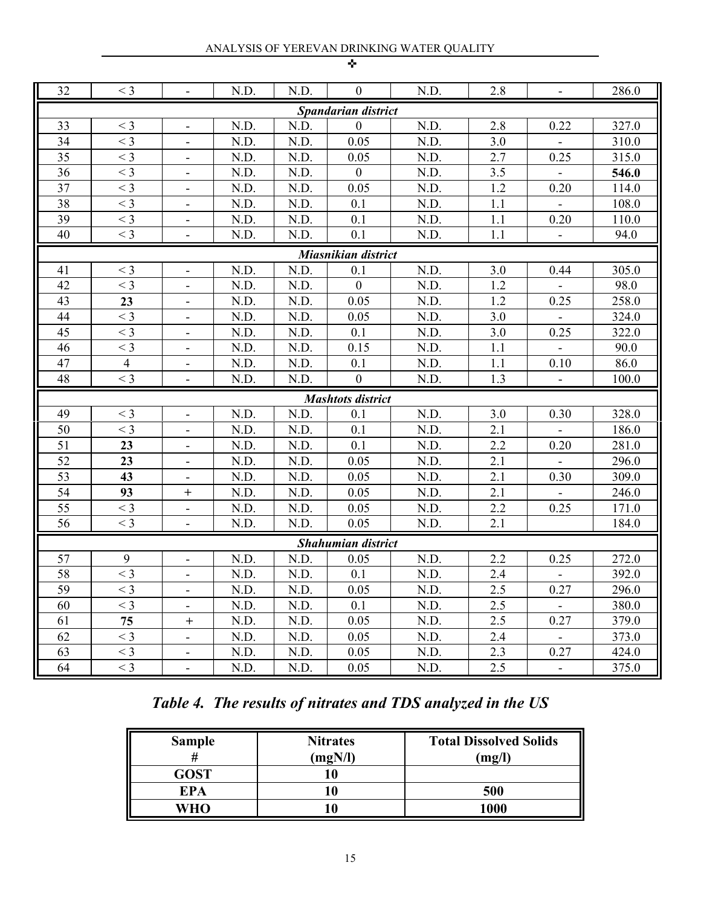| | | | | | | | | | |
|---|---|---|---|---|---|---|---|---|---|
| 32 | < 3 | - | N.D. | N.D. | 0 | N.D. | 2.8 | - | 286.0 |
| ***Spandarian district*** | | | | | | | | | |
| 33 | < 3 | - | N.D. | N.D. | 0 | N.D. | 2.8 | 0.22 | 327.0 |
| 34 | < 3 | - | N.D. | N.D. | 0.05 | N.D. | 3.0 | - | 310.0 |
| 35 | < 3 | - | N.D. | N.D. | 0.05 | N.D. | 2.7 | 0.25 | 315.0 |
| 36 | < 3 | - | N.D. | N.D. | 0 | N.D. | 3.5 | - | **546.0** |
| 37 | < 3 | - | N.D. | N.D. | 0.05 | N.D. | 1.2 | 0.20 | 114.0 |
| 38 | < 3 | - | N.D. | N.D. | 0.1 | N.D. | 1.1 | - | 108.0 |
| 39 | < 3 | - | N.D. | N.D. | 0.1 | N.D. | 1.1 | 0.20 | 110.0 |
| 40 | < 3 | - | N.D. | N.D. | 0.1 | N.D. | 1.1 | - | 94.0 |
| ***Miasnikian district*** | | | | | | | | | |
| 41 | < 3 | - | N.D. | N.D. | 0.1 | N.D. | 3.0 | 0.44 | 305.0 |
| 42 | < 3 | - | N.D. | N.D. | 0 | N.D. | 1.2 | - | 98.0 |
| 43 | **23** | - | N.D. | N.D. | 0.05 | N.D. | 1.2 | 0.25 | 258.0 |
| 44 | < 3 | - | N.D. | N.D. | 0.05 | N.D. | 3.0 | - | 324.0 |
| 45 | < 3 | - | N.D. | N.D. | 0.1 | N.D. | 3.0 | 0.25 | 322.0 |
| 46 | < 3 | - | N.D. | N.D. | 0.15 | N.D. | 1.1 | - | 90.0 |
| 47 | 4 | - | N.D. | N.D. | 0.1 | N.D. | 1.1 | 0.10 | 86.0 |
| 48 | < 3 | - | N.D. | N.D. | 0 | N.D. | 1.3 | - | 100.0 |
| ***Mashtots district*** | | | | | | | | | |
| 49 | < 3 | - | N.D. | N.D. | 0.1 | N.D. | 3.0 | 0.30 | 328.0 |
| 50 | < 3 | - | N.D. | N.D. | 0.1 | N.D. | 2.1 | - | 186.0 |
| 51 | **23** | - | N.D. | N.D. | 0.1 | N.D. | 2.2 | 0.20 | 281.0 |
| 52 | **23** | - | N.D. | N.D. | 0.05 | N.D. | 2.1 | - | 296.0 |
| 53 | **43** | - | N.D. | N.D. | 0.05 | N.D. | 2.1 | 0.30 | 309.0 |
| 54 | **93** | + | N.D. | N.D. | 0.05 | N.D. | 2.1 | - | 246.0 |
| 55 | < 3 | - | N.D. | N.D. | 0.05 | N.D. | 2.2 | 0.25 | 171.0 |
| 56 | < 3 | - | N.D. | N.D. | 0.05 | N.D. | 2.1 | | 184.0 |
| ***Shahumian district*** | | | | | | | | | |
| 57 | 9 | - | N.D. | N.D. | 0.05 | N.D. | 2.2 | 0.25 | 272.0 |
| 58 | < 3 | - | N.D. | N.D. | 0.1 | N.D. | 2.4 | - | 392.0 |
| 59 | < 3 | - | N.D. | N.D. | 0.05 | N.D. | 2.5 | 0.27 | 296.0 |
| 60 | < 3 | - | N.D. | N.D. | 0.1 | N.D. | 2.5 | - | 380.0 |
| 61 | **75** | + | N.D. | N.D. | 0.05 | N.D. | 2.5 | 0.27 | 379.0 |
| 62 | < 3 | - | N.D. | N.D. | 0.05 | N.D. | 2.4 | - | 373.0 |
| 63 | < 3 | - | N.D. | N.D. | 0.05 | N.D. | 2.3 | 0.27 | 424.0 |
| 64 | < 3 | - | N.D. | N.D. | 0.05 | N.D. | 2.5 | - | 375.0 |

***Table 4. The results of nitrates and TDS analyzed in the US***

| Sample # | Nitrates (mgN/l) | Total Dissolved Solids (mg/l) |
|---|---|---|
| **GOST** | **10** | |
| **EPA** | **10** | **500** |
| **WHO** | **10** | **1000** |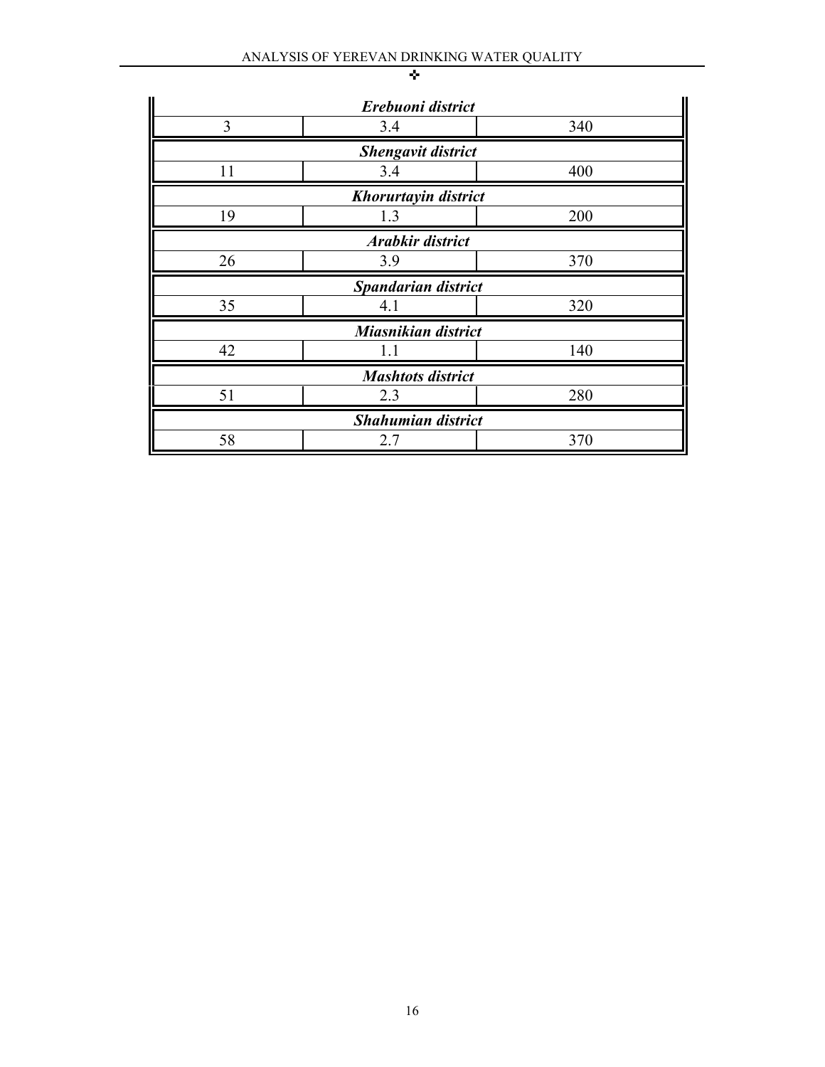| | | |
|---|---|---|
| ***Erebuoni district*** | | |
| 3 | 3.4 | 340 |
| ***Shengavit district*** | | |
| 11 | 3.4 | 400 |
| ***Khorurtayin district*** | | |
| 19 | 1.3 | 200 |
| ***Arabkir district*** | | |
| 26 | 3.9 | 370 |
| ***Spandarian district*** | | |
| 35 | 4.1 | 320 |
| ***Miasnikian district*** | | |
| 42 | 1.1 | 140 |
| ***Mashtots district*** | | |
| 51 | 2.3 | 280 |
| ***Shahumian district*** | | |
| 58 | 2.7 | 370 |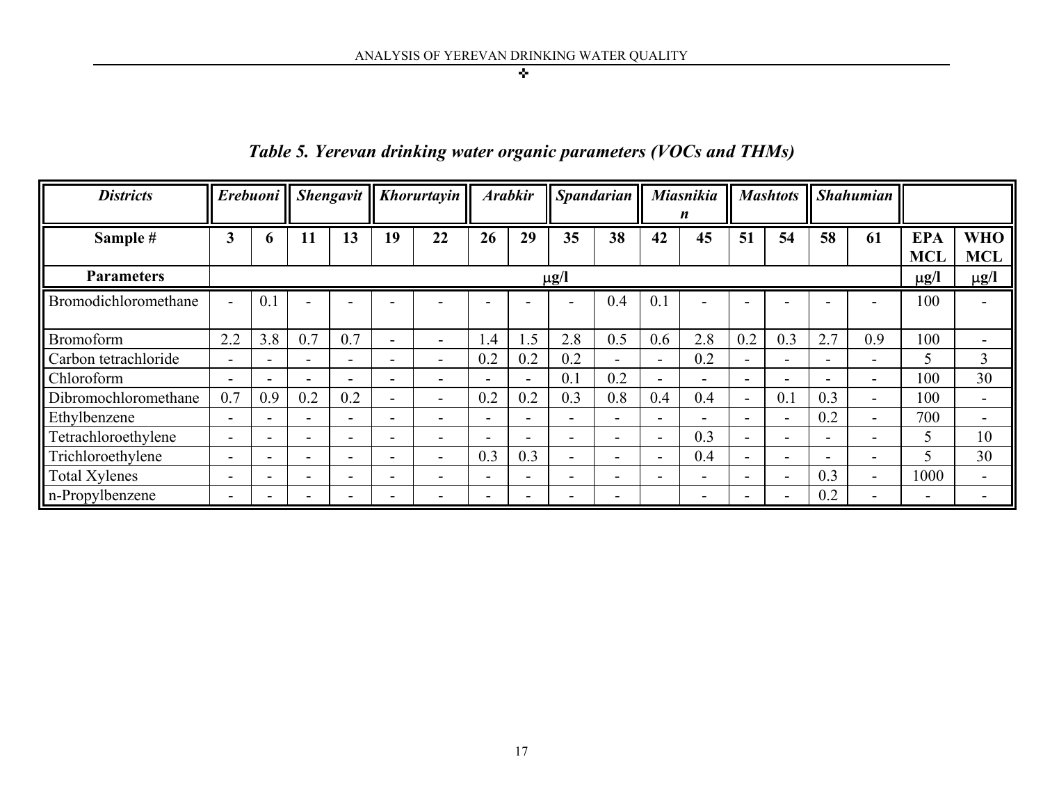## *Table 5. Yerevan drinking water organic parameters (VOCs and THMs)*

| ***Districts*** | ***Erebuoni*** | | ***Shengavit*** | | ***Khorurtayin*** | | ***Arabkir*** | | ***Spandarian*** | | ***Miasnikian*** | | ***Mashtots*** | | ***Shahumian*** | | | |
|---|---|---|---|---|---|---|---|---|---|---|---|---|---|---|---|---|---|---|
| **Sample #** | **3** | **6** | **11** | **13** | **19** | **22** | **26** | **29** | **35** | **38** | **42** | **45** | **51** | **54** | **58** | **61** | **EPA MCL** | **WHO MCL** |
| **Parameters** | **μg/l** | | | | | | | | | | | | | | | | **μg/l** | **μg/l** |
| Bromodichloromethane | - | 0.1 | - | - | - | - | - | - | - | 0.4 | 0.1 | - | - | - | - | - | 100 | - |
| Bromoform | 2.2 | 3.8 | 0.7 | 0.7 | - | - | 1.4 | 1.5 | 2.8 | 0.5 | 0.6 | 2.8 | 0.2 | 0.3 | 2.7 | 0.9 | 100 | - |
| Carbon tetrachloride | - | - | - | - | - | - | 0.2 | 0.2 | 0.2 | - | - | 0.2 | - | - | - | - | 5 | 3 |
| Chloroform | - | - | - | - | - | - | - | - | 0.1 | 0.2 | - | - | - | - | - | - | 100 | 30 |
| Dibromochloromethane | 0.7 | 0.9 | 0.2 | 0.2 | - | - | 0.2 | 0.2 | 0.3 | 0.8 | 0.4 | 0.4 | - | 0.1 | 0.3 | - | 100 | - |
| Ethylbenzene | - | - | - | - | - | - | - | - | - | - | - | - | - | - | 0.2 | - | 700 | - |
| Tetrachloroethylene | - | - | - | - | - | - | - | - | - | - | - | 0.3 | - | - | - | - | 5 | 10 |
| Trichloroethylene | - | - | - | - | - | - | 0.3 | 0.3 | - | - | - | 0.4 | - | - | - | - | 5 | 30 |
| Total Xylenes | - | - | - | - | - | - | - | - | - | - | - | - | - | - | 0.3 | - | 1000 | - |
| n-Propylbenzene | - | - | - | - | - | - | - | - | - | - | | - | - | - | 0.2 | - | - | - |